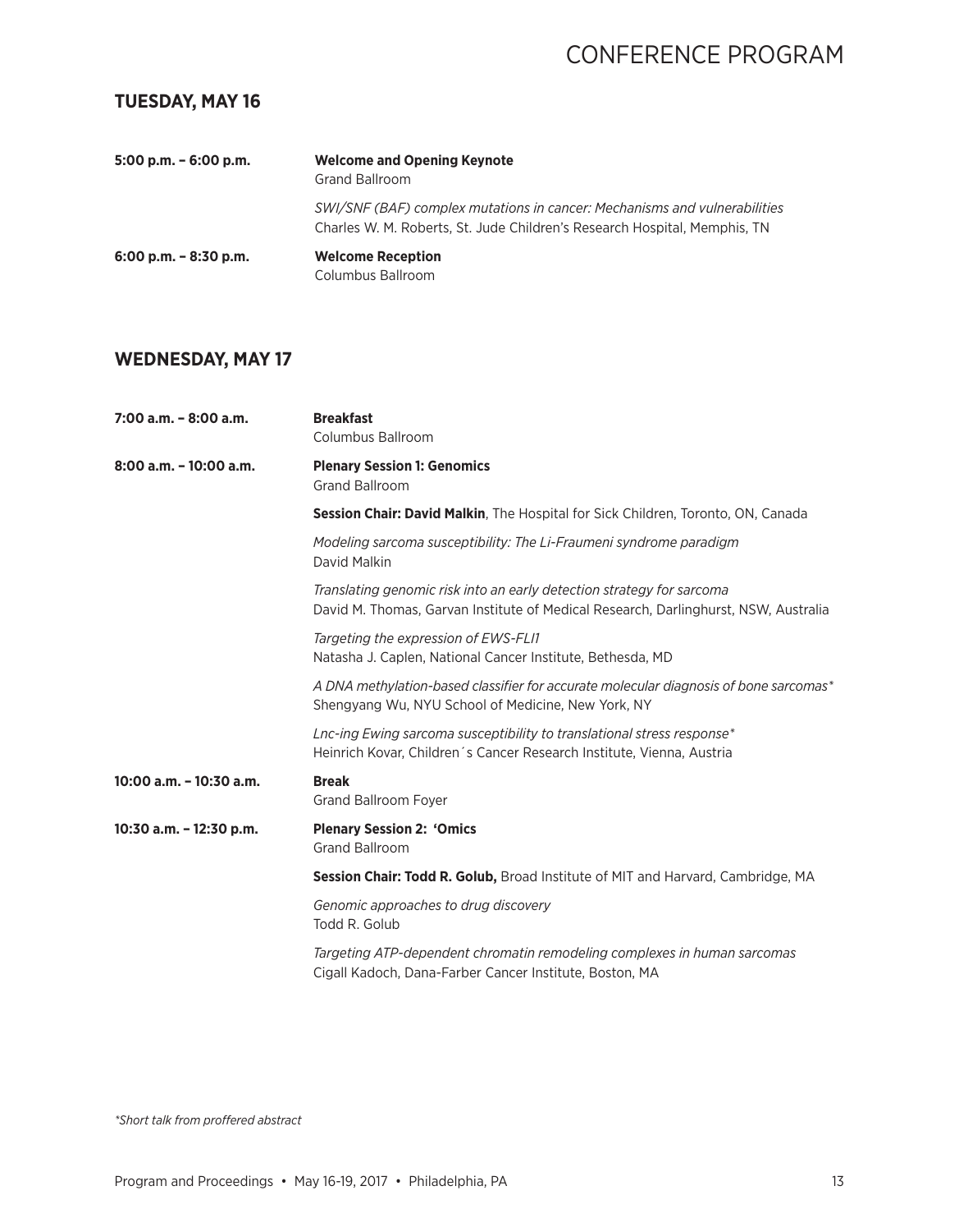# CONFERENCE PROGRAM

## TUESDAY, MAY 16

**5:00 p.m. – 6:00 p.m.** **Welcome and Opening Keynote**
Grand Ballroom

*SWI/SNF (BAF) complex mutations in cancer: Mechanisms and vulnerabilities*
Charles W. M. Roberts, St. Jude Children's Research Hospital, Memphis, TN

**6:00 p.m. – 8:30 p.m.** **Welcome Reception**
Columbus Ballroom

## WEDNESDAY, MAY 17

**7:00 a.m. – 8:00 a.m.** **Breakfast**
Columbus Ballroom

**8:00 a.m. – 10:00 a.m.** **Plenary Session 1: Genomics**
Grand Ballroom

**Session Chair: David Malkin**, The Hospital for Sick Children, Toronto, ON, Canada

*Modeling sarcoma susceptibility: The Li-Fraumeni syndrome paradigm*
David Malkin

*Translating genomic risk into an early detection strategy for sarcoma*
David M. Thomas, Garvan Institute of Medical Research, Darlinghurst, NSW, Australia

*Targeting the expression of EWS-FLI1*
Natasha J. Caplen, National Cancer Institute, Bethesda, MD

*A DNA methylation-based classifier for accurate molecular diagnosis of bone sarcomas**
Shengyang Wu, NYU School of Medicine, New York, NY

*Lnc-ing Ewing sarcoma susceptibility to translational stress response**
Heinrich Kovar, Children´s Cancer Research Institute, Vienna, Austria

**10:00 a.m. – 10:30 a.m.** **Break**
Grand Ballroom Foyer

**10:30 a.m. – 12:30 p.m.** **Plenary Session 2: 'Omics**
Grand Ballroom

**Session Chair: Todd R. Golub,** Broad Institute of MIT and Harvard, Cambridge, MA

*Genomic approaches to drug discovery*
Todd R. Golub

*Targeting ATP-dependent chromatin remodeling complexes in human sarcomas*
Cigall Kadoch, Dana-Farber Cancer Institute, Boston, MA

*\*Short talk from proffered abstract*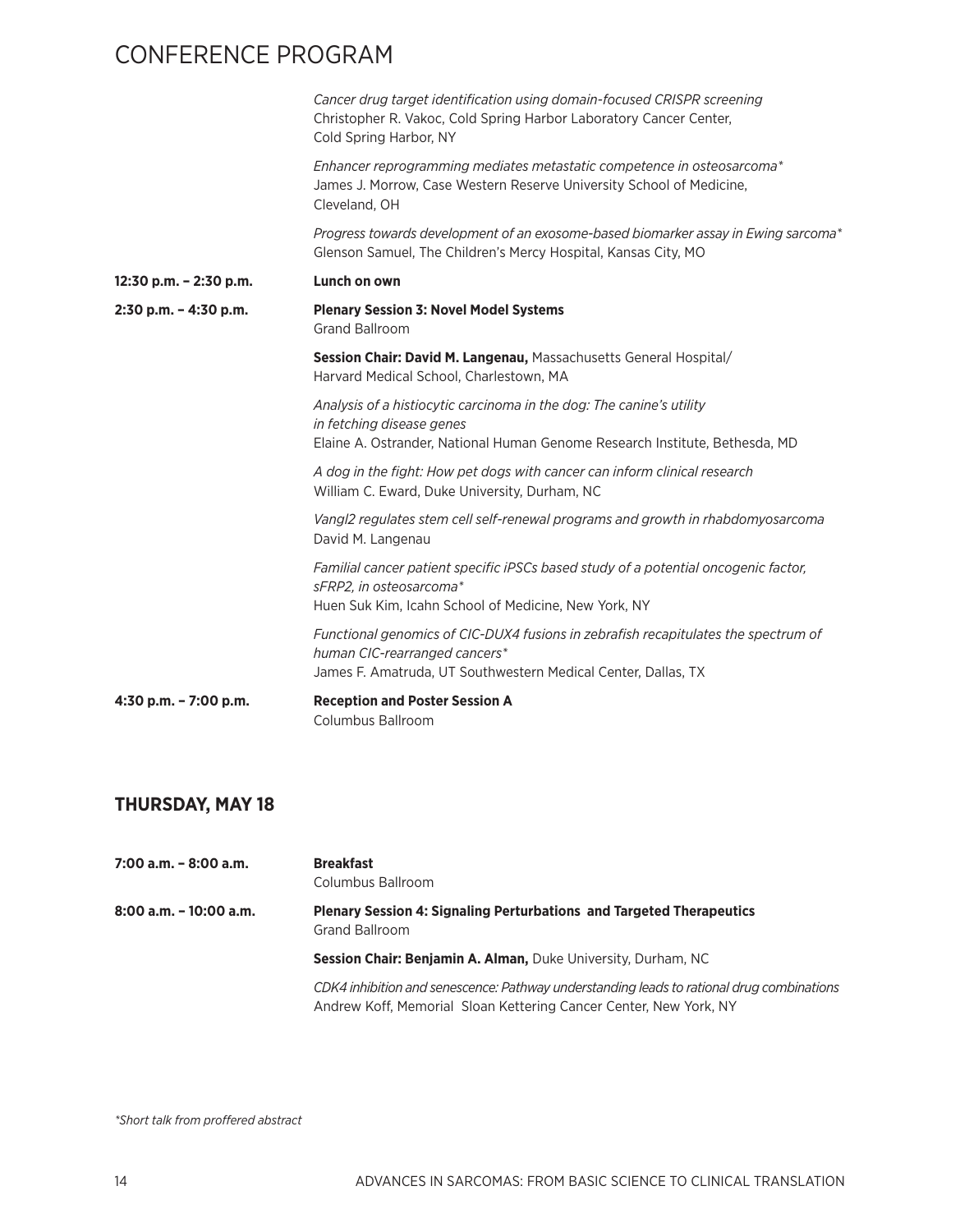# CONFERENCE PROGRAM

*Cancer drug target identification using domain-focused CRISPR screening*
Christopher R. Vakoc, Cold Spring Harbor Laboratory Cancer Center, Cold Spring Harbor, NY

*Enhancer reprogramming mediates metastatic competence in osteosarcoma**
James J. Morrow, Case Western Reserve University School of Medicine, Cleveland, OH

*Progress towards development of an exosome-based biomarker assay in Ewing sarcoma**
Glenson Samuel, The Children's Mercy Hospital, Kansas City, MO

**12:30 p.m. – 2:30 p.m.** **Lunch on own**

**2:30 p.m. – 4:30 p.m.** **Plenary Session 3: Novel Model Systems**
Grand Ballroom

**Session Chair: David M. Langenau,** Massachusetts General Hospital/ Harvard Medical School, Charlestown, MA

*Analysis of a histiocytic carcinoma in the dog: The canine's utility in fetching disease genes*
Elaine A. Ostrander, National Human Genome Research Institute, Bethesda, MD

*A dog in the fight: How pet dogs with cancer can inform clinical research*
William C. Eward, Duke University, Durham, NC

*Vangl2 regulates stem cell self-renewal programs and growth in rhabdomyosarcoma*
David M. Langenau

*Familial cancer patient specific iPSCs based study of a potential oncogenic factor, sFRP2, in osteosarcoma**
Huen Suk Kim, Icahn School of Medicine, New York, NY

*Functional genomics of CIC-DUX4 fusions in zebrafish recapitulates the spectrum of human CIC-rearranged cancers**
James F. Amatruda, UT Southwestern Medical Center, Dallas, TX

**4:30 p.m. – 7:00 p.m.** **Reception and Poster Session A**
Columbus Ballroom

## THURSDAY, MAY 18

**7:00 a.m. – 8:00 a.m.** **Breakfast**
Columbus Ballroom

**8:00 a.m. – 10:00 a.m.** **Plenary Session 4: Signaling Perturbations and Targeted Therapeutics**
Grand Ballroom

**Session Chair: Benjamin A. Alman,** Duke University, Durham, NC

*CDK4 inhibition and senescence: Pathway understanding leads to rational drug combinations*
Andrew Koff, Memorial Sloan Kettering Cancer Center, New York, NY

*Short talk from proffered abstract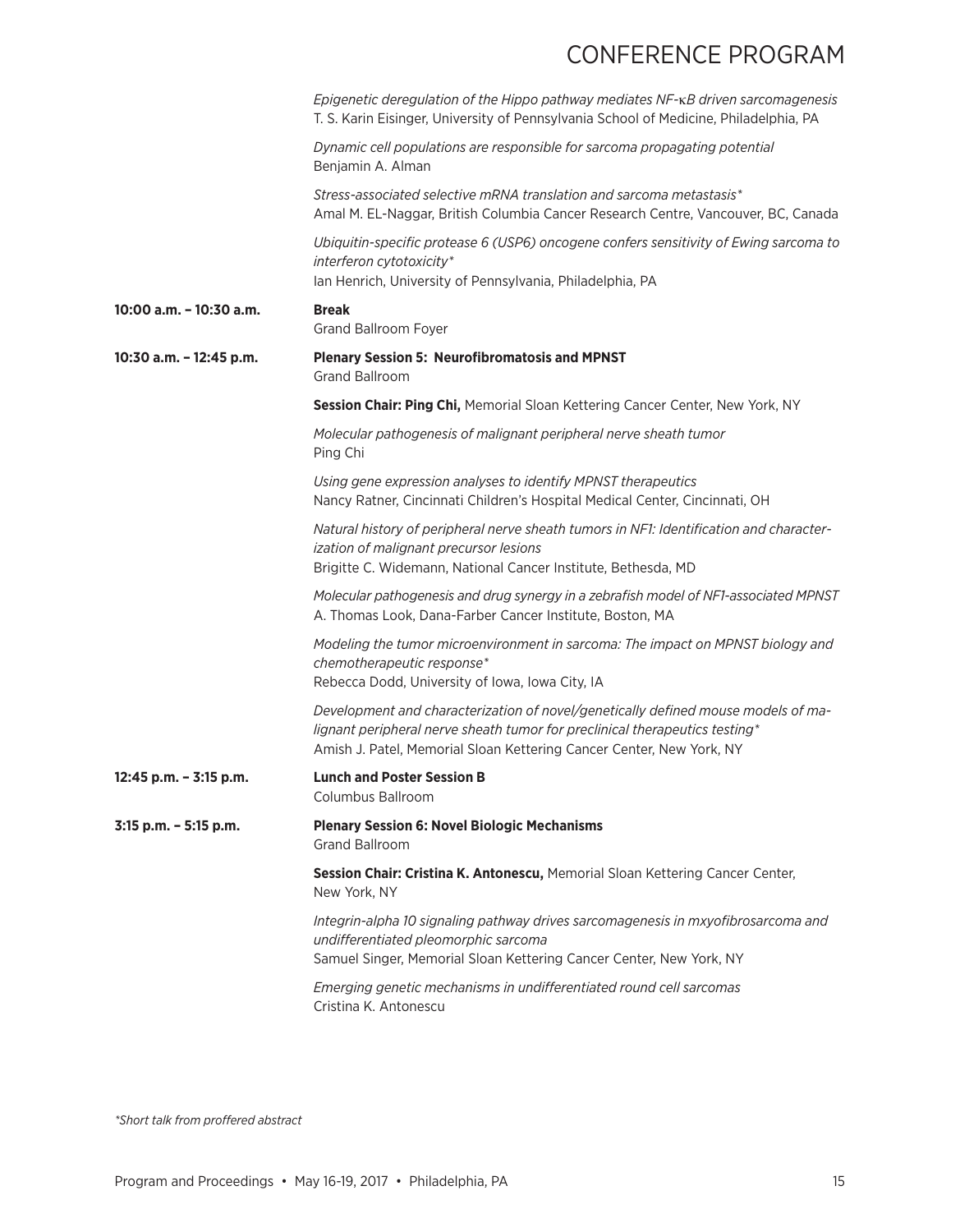*Epigenetic deregulation of the Hippo pathway mediates NF-κB driven sarcomagenesis*
T. S. Karin Eisinger, University of Pennsylvania School of Medicine, Philadelphia, PA

*Dynamic cell populations are responsible for sarcoma propagating potential*
Benjamin A. Alman

*Stress-associated selective mRNA translation and sarcoma metastasis**
Amal M. EL-Naggar, British Columbia Cancer Research Centre, Vancouver, BC, Canada

*Ubiquitin-specific protease 6 (USP6) oncogene confers sensitivity of Ewing sarcoma to interferon cytotoxicity**
Ian Henrich, University of Pennsylvania, Philadelphia, PA

**10:00 a.m. – 10:30 a.m.**

**Break**
Grand Ballroom Foyer

**10:30 a.m. – 12:45 p.m.**

**Plenary Session 5: Neurofibromatosis and MPNST**
Grand Ballroom

**Session Chair: Ping Chi,** Memorial Sloan Kettering Cancer Center, New York, NY

*Molecular pathogenesis of malignant peripheral nerve sheath tumor*
Ping Chi

*Using gene expression analyses to identify MPNST therapeutics*
Nancy Ratner, Cincinnati Children's Hospital Medical Center, Cincinnati, OH

*Natural history of peripheral nerve sheath tumors in NF1: Identification and characterization of malignant precursor lesions*
Brigitte C. Widemann, National Cancer Institute, Bethesda, MD

*Molecular pathogenesis and drug synergy in a zebrafish model of NF1-associated MPNST*
A. Thomas Look, Dana-Farber Cancer Institute, Boston, MA

*Modeling the tumor microenvironment in sarcoma: The impact on MPNST biology and chemotherapeutic response**
Rebecca Dodd, University of Iowa, Iowa City, IA

*Development and characterization of novel/genetically defined mouse models of malignant peripheral nerve sheath tumor for preclinical therapeutics testing**
Amish J. Patel, Memorial Sloan Kettering Cancer Center, New York, NY

**12:45 p.m. – 3:15 p.m.**

**Lunch and Poster Session B**
Columbus Ballroom

**3:15 p.m. – 5:15 p.m.**

**Plenary Session 6: Novel Biologic Mechanisms**
Grand Ballroom

**Session Chair: Cristina K. Antonescu,** Memorial Sloan Kettering Cancer Center, New York, NY

*Integrin-alpha 10 signaling pathway drives sarcomagenesis in mxyofibrosarcoma and undifferentiated pleomorphic sarcoma*
Samuel Singer, Memorial Sloan Kettering Cancer Center, New York, NY

*Emerging genetic mechanisms in undifferentiated round cell sarcomas*
Cristina K. Antonescu

*\*Short talk from proffered abstract*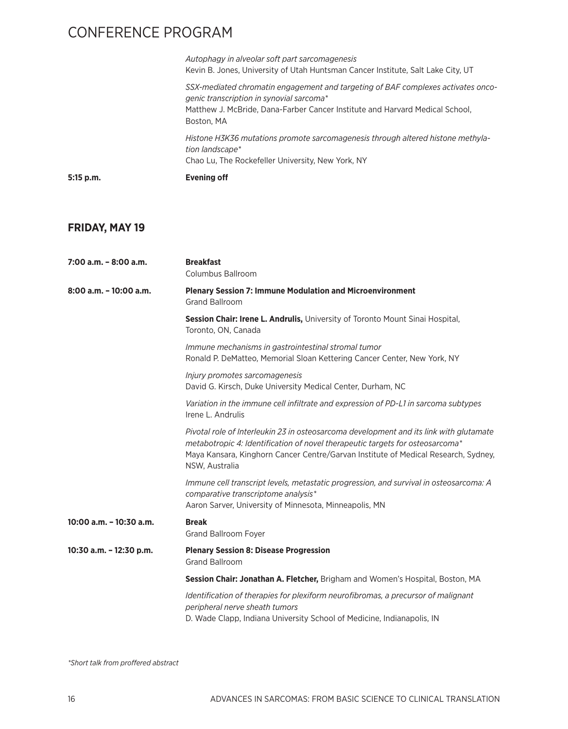*Autophagy in alveolar soft part sarcomagenesis*
Kevin B. Jones, University of Utah Huntsman Cancer Institute, Salt Lake City, UT

*SSX-mediated chromatin engagement and targeting of BAF complexes activates oncogenic transcription in synovial sarcoma**
Matthew J. McBride, Dana-Farber Cancer Institute and Harvard Medical School, Boston, MA

*Histone H3K36 mutations promote sarcomagenesis through altered histone methylation landscape**
Chao Lu, The Rockefeller University, New York, NY

**5:15 p.m.** **Evening off**

## FRIDAY, MAY 19

**7:00 a.m. – 8:00 a.m.** **Breakfast**
Columbus Ballroom

**8:00 a.m. – 10:00 a.m.** **Plenary Session 7: Immune Modulation and Microenvironment**
Grand Ballroom

**Session Chair: Irene L. Andrulis,** University of Toronto Mount Sinai Hospital, Toronto, ON, Canada

*Immune mechanisms in gastrointestinal stromal tumor*
Ronald P. DeMatteo, Memorial Sloan Kettering Cancer Center, New York, NY

*Injury promotes sarcomagenesis*
David G. Kirsch, Duke University Medical Center, Durham, NC

*Variation in the immune cell infiltrate and expression of PD-L1 in sarcoma subtypes*
Irene L. Andrulis

*Pivotal role of Interleukin 23 in osteosarcoma development and its link with glutamate metabotropic 4: Identification of novel therapeutic targets for osteosarcoma**
Maya Kansara, Kinghorn Cancer Centre/Garvan Institute of Medical Research, Sydney, NSW, Australia

*Immune cell transcript levels, metastatic progression, and survival in osteosarcoma: A comparative transcriptome analysis**
Aaron Sarver, University of Minnesota, Minneapolis, MN

**10:00 a.m. – 10:30 a.m.** **Break**
Grand Ballroom Foyer

**10:30 a.m. – 12:30 p.m.** **Plenary Session 8: Disease Progression**
Grand Ballroom

**Session Chair: Jonathan A. Fletcher,** Brigham and Women's Hospital, Boston, MA

*Identification of therapies for plexiform neurofibromas, a precursor of malignant peripheral nerve sheath tumors*
D. Wade Clapp, Indiana University School of Medicine, Indianapolis, IN

*\*Short talk from proffered abstract*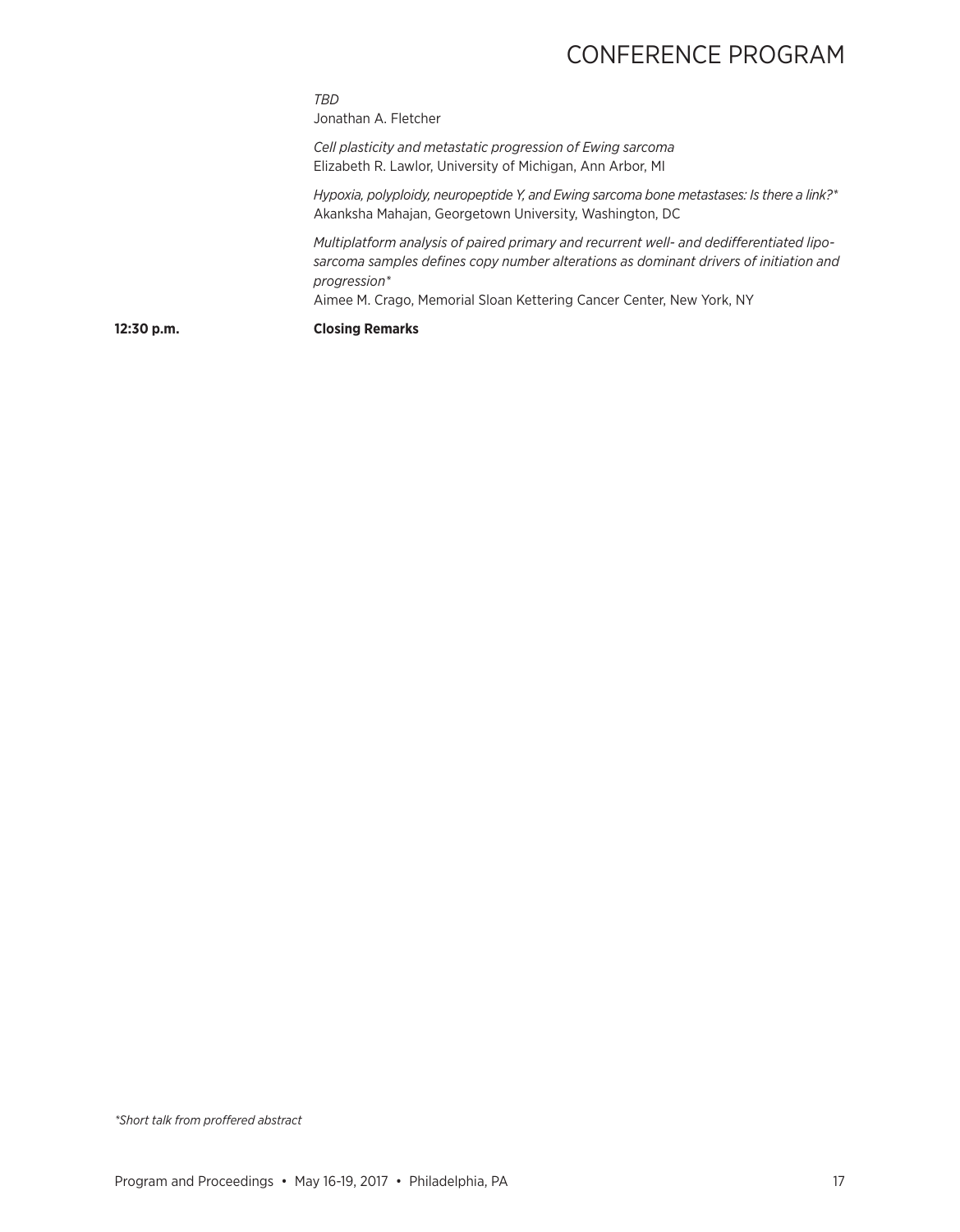*TBD*
Jonathan A. Fletcher

*Cell plasticity and metastatic progression of Ewing sarcoma*
Elizabeth R. Lawlor, University of Michigan, Ann Arbor, MI

*Hypoxia, polyploidy, neuropeptide Y, and Ewing sarcoma bone metastases: Is there a link?**
Akanksha Mahajan, Georgetown University, Washington, DC

*Multiplatform analysis of paired primary and recurrent well- and dedifferentiated liposarcoma samples defines copy number alterations as dominant drivers of initiation and progression**
Aimee M. Crago, Memorial Sloan Kettering Cancer Center, New York, NY

**12:30 p.m.** **Closing Remarks**

**Short talk from proffered abstract*